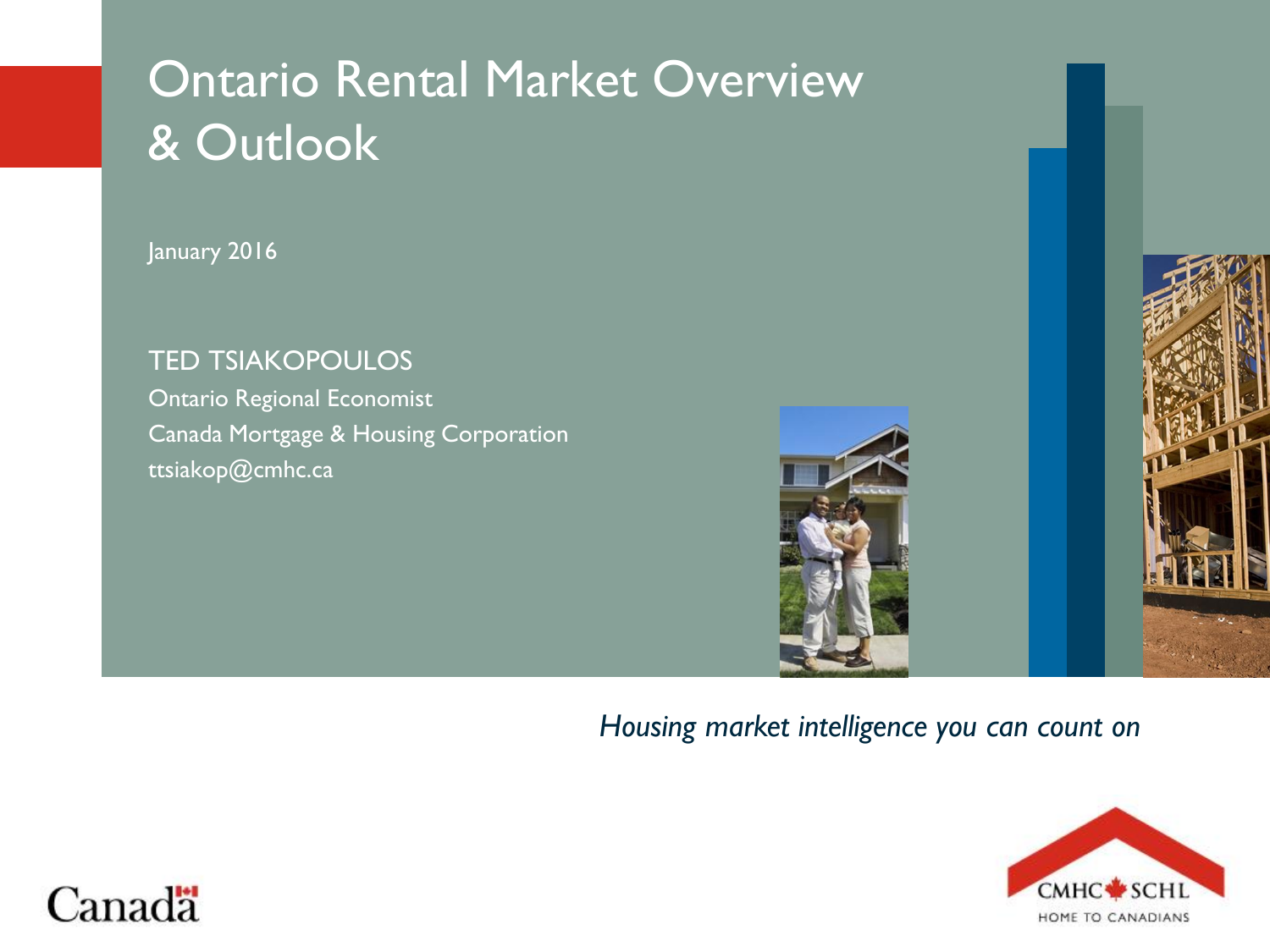# Ontario Rental Market Overview & Outlook

January 2016

TED TSIAKOPOULOS
Ontario Regional Economist
Canada Mortgage & Housing Corporation
ttsiakop@cmhc.ca

*Housing market intelligence you can count on*

CMHC SCHL
HOME TO CANADIANS

Canada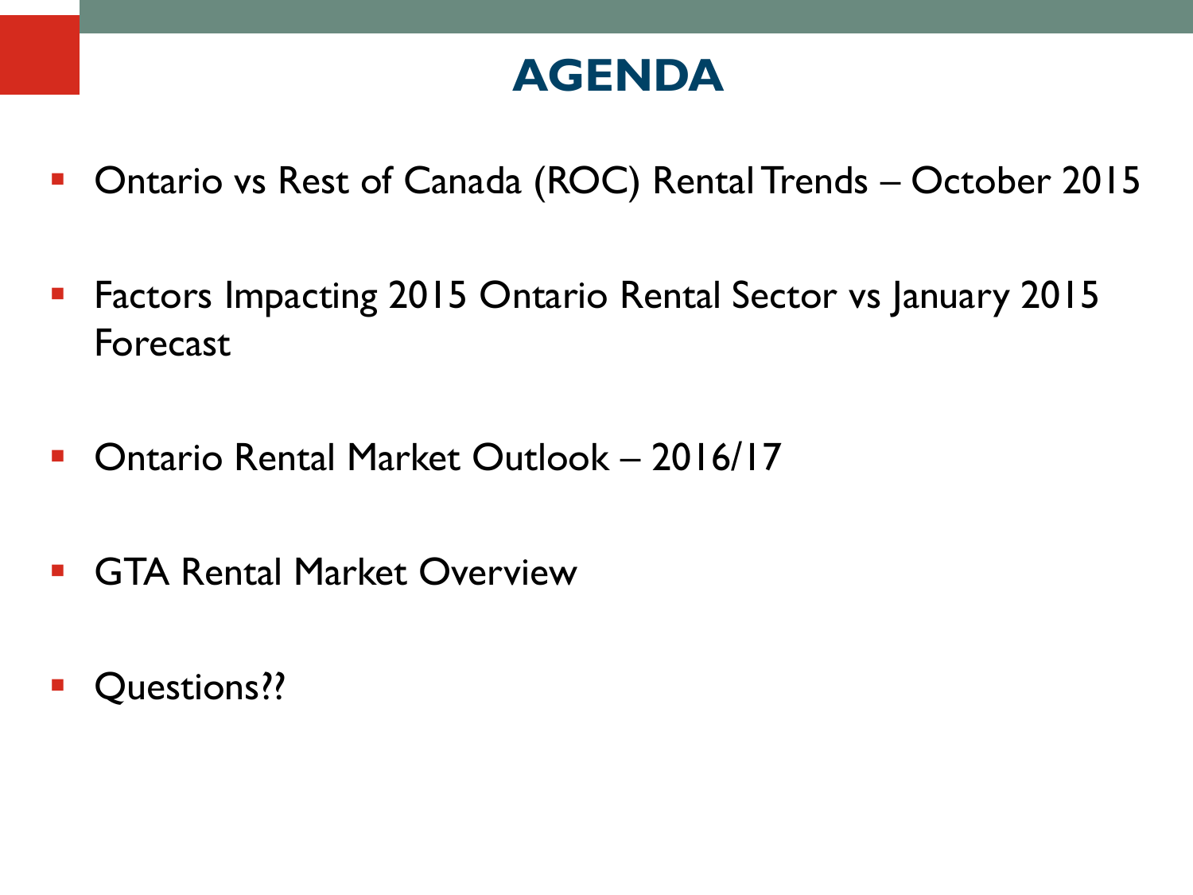# AGENDA

- Ontario vs Rest of Canada (ROC) Rental Trends – October 2015
- Factors Impacting 2015 Ontario Rental Sector vs January 2015 Forecast
- Ontario Rental Market Outlook – 2016/17
- GTA Rental Market Overview
- Questions??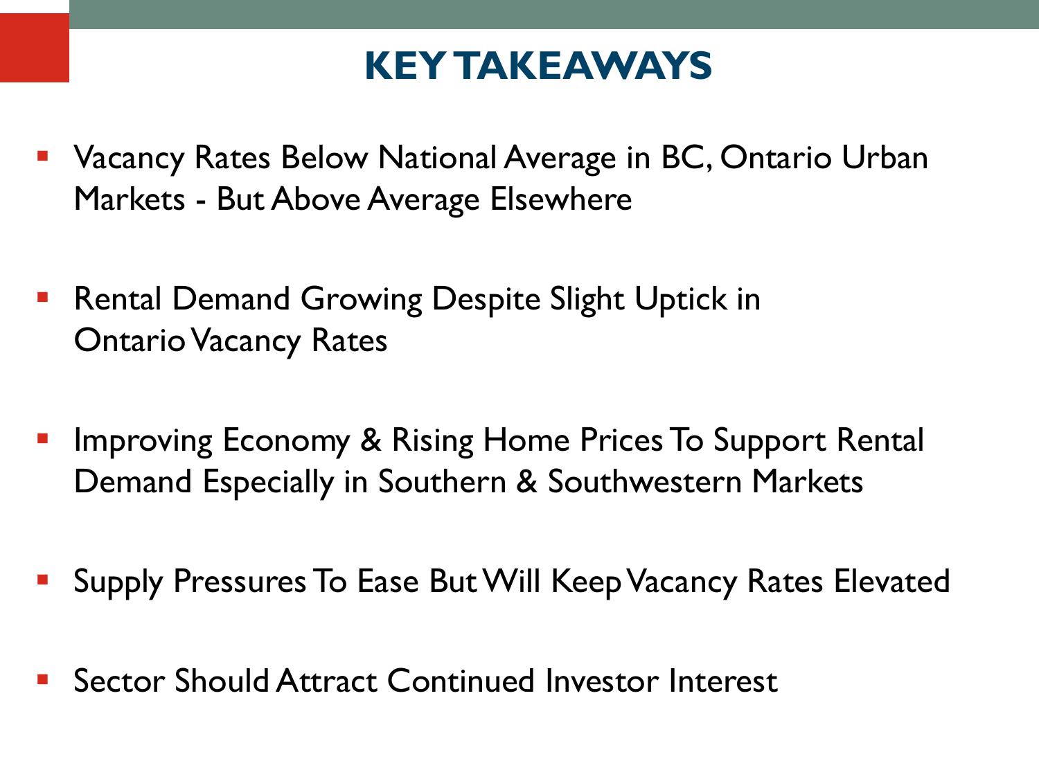# KEY TAKEAWAYS

- Vacancy Rates Below National Average in BC, Ontario Urban Markets - But Above Average Elsewhere
- Rental Demand Growing Despite Slight Uptick in Ontario Vacancy Rates
- Improving Economy & Rising Home Prices To Support Rental Demand Especially in Southern & Southwestern Markets
- Supply Pressures To Ease But Will Keep Vacancy Rates Elevated
- Sector Should Attract Continued Investor Interest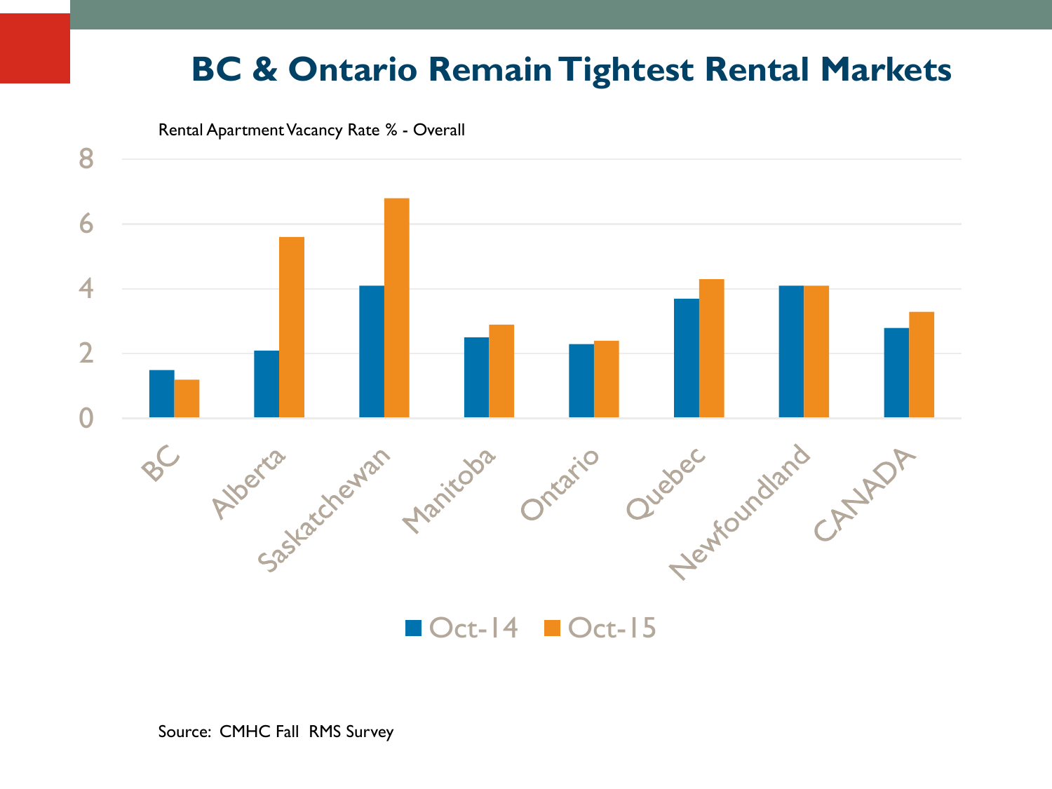# BC & Ontario Remain Tightest Rental Markets

Rental Apartment Vacancy Rate % - Overall

Source: CMHC Fall RMS Survey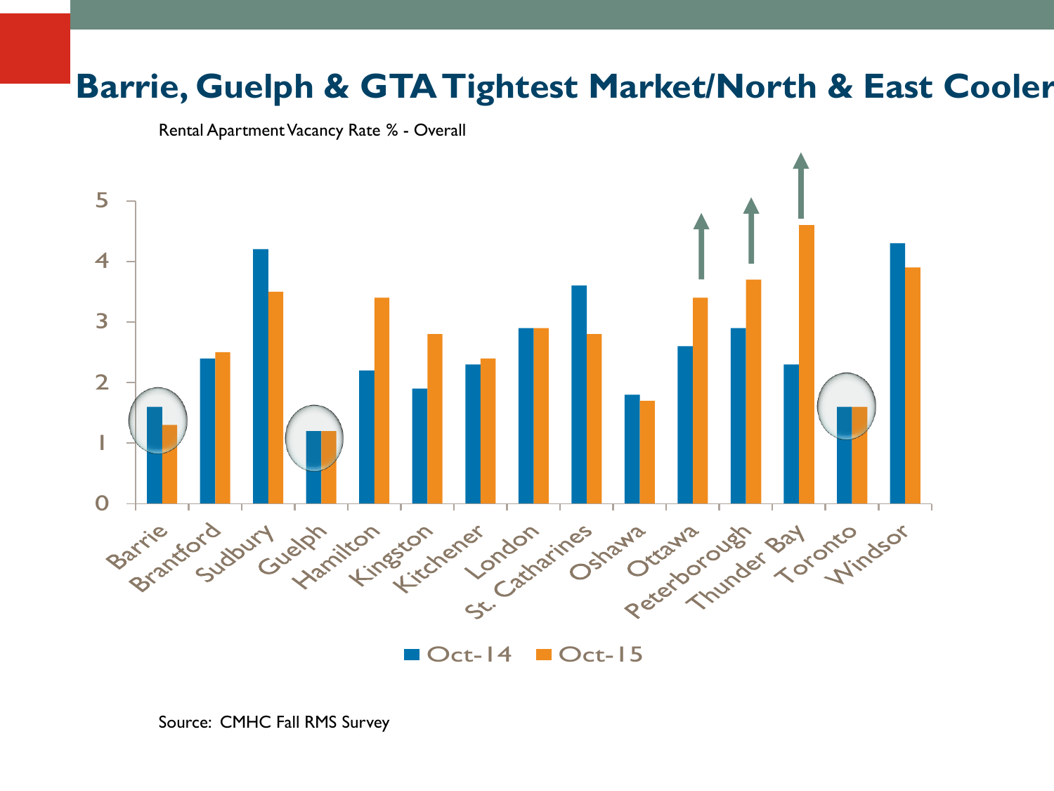# Barrie, Guelph & GTA Tightest Market/North & East Cooler

Rental Apartment Vacancy Rate % - Overall

| | Oct-14 | Oct-15 |
|---|---|---|
| Barrie | 1.6 | 1.3 |
| Brantford | 2.4 | 2.5 |
| Sudbury | 4.2 | 3.5 |
| Guelph | 1.2 | 1.2 |
| Hamilton | 2.2 | 3.4 |
| Kingston | 1.9 | 2.8 |
| Kitchener | 2.3 | 2.4 |
| London | 2.9 | 2.9 |
| St. Catharines | 3.6 | 2.8 |
| Oshawa | 1.8 | 1.7 |
| Ottawa | 2.6 | 3.4 |
| Peterborough | 2.9 | 3.7 |
| Thunder Bay | 2.3 | 4.6 |
| Toronto | 1.6 | 1.6 |
| Windsor | 4.3 | 3.9 |

Source: CMHC Fall RMS Survey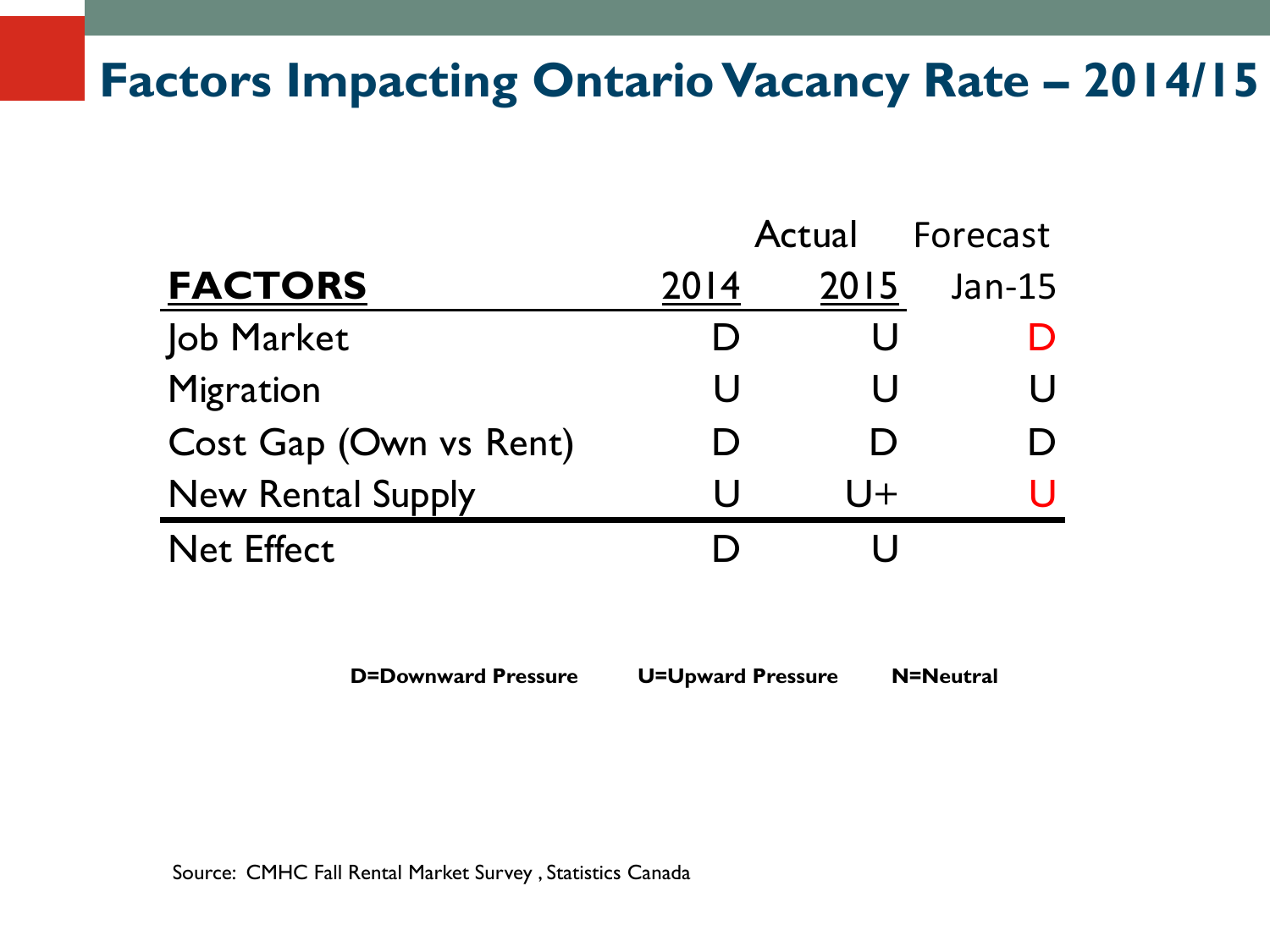# Factors Impacting Ontario Vacancy Rate – 2014/15

| FACTORS | Actual 2014 | Actual 2015 | Forecast Jan-15 |
|---|---|---|---|
| Job Market | D | U | D |
| Migration | U | U | U |
| Cost Gap (Own vs Rent) | D | D | D |
| New Rental Supply | U | U+ | U |
| Net Effect | D | U | |

**D=Downward Pressure** **U=Upward Pressure** **N=Neutral**

Source: CMHC Fall Rental Market Survey , Statistics Canada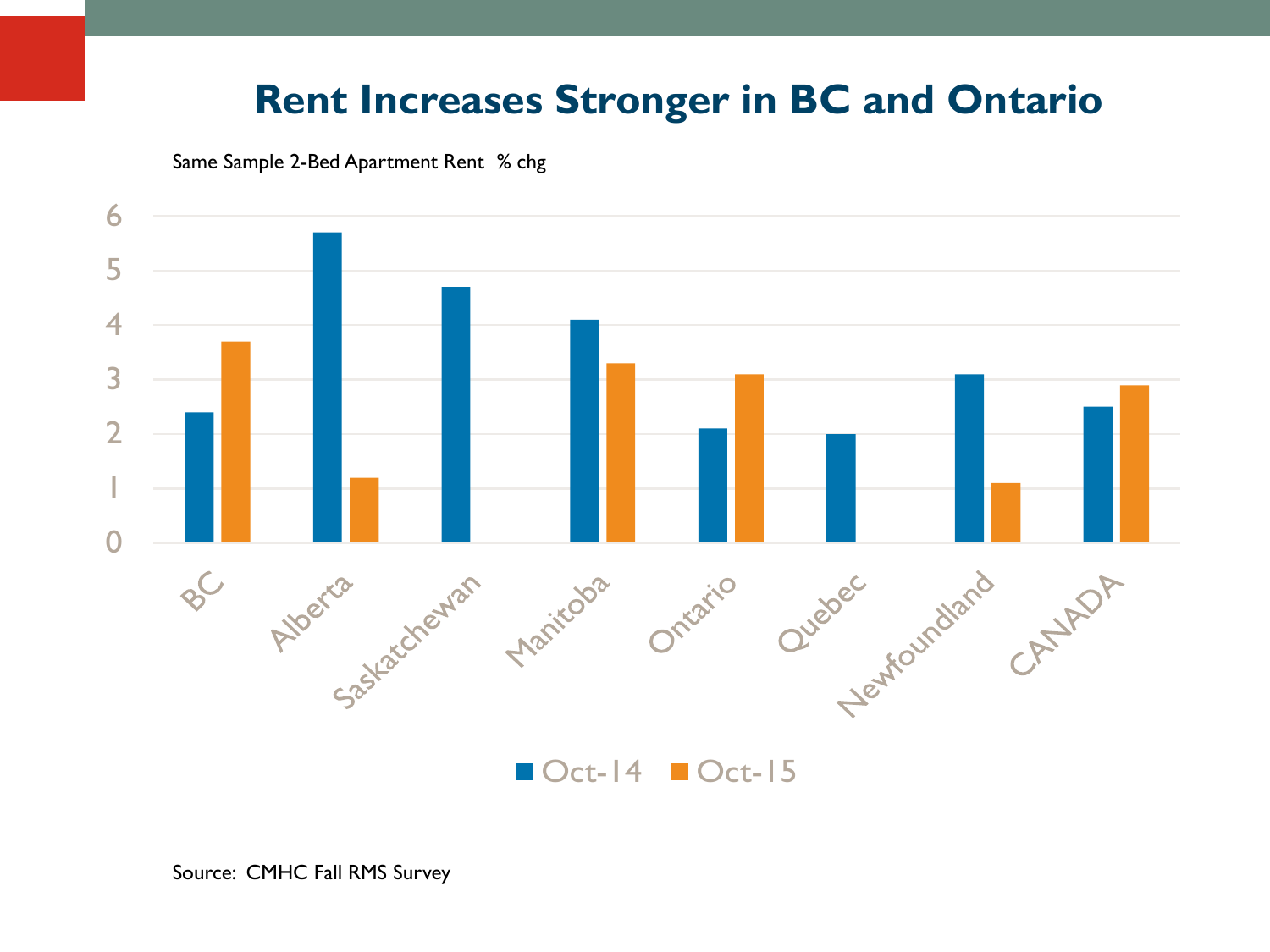# Rent Increases Stronger in BC and Ontario

Same Sample 2-Bed Apartment Rent % chg

| | Oct-14 | Oct-15 |
|---|---|---|
| BC | 2.4 | 3.7 |
| Alberta | 5.7 | 1.2 |
| Saskatchewan | 4.7 | |
| Manitoba | 4.1 | 3.3 |
| Ontario | 2.1 | 3.1 |
| Quebec | 2.0 | |
| Newfoundland | 3.1 | 1.1 |
| CANADA | 2.5 | 2.9 |

Source: CMHC Fall RMS Survey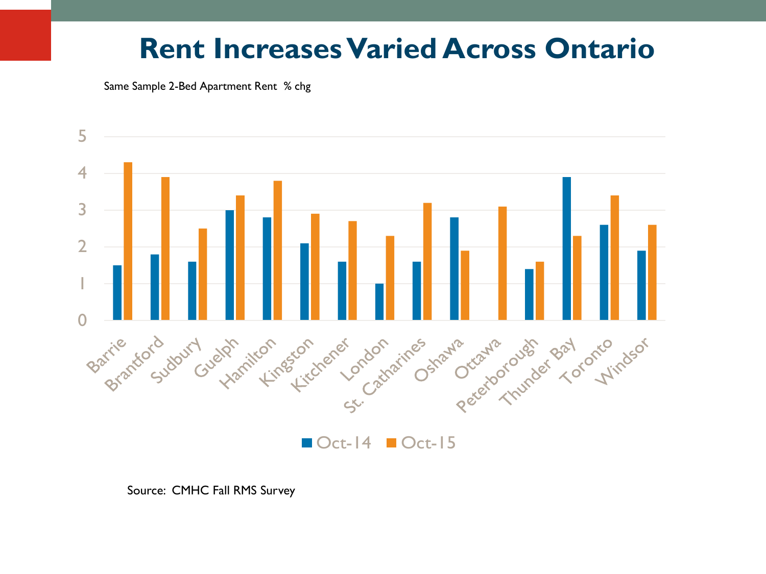# Rent Increases Varied Across Ontario

Same Sample 2-Bed Apartment Rent % chg

| City | Oct-14 | Oct-15 |
|---|---|---|
| Barrie | 1.5 | 4.3 |
| Brantford | 1.8 | 3.9 |
| Sudbury | 1.6 | 2.5 |
| Guelph | 3.0 | 3.4 |
| Hamilton | 2.8 | 3.8 |
| Kingston | 2.1 | 2.9 |
| Kitchener | 1.6 | 2.7 |
| London | 1.0 | 2.3 |
| St. Catharines | 1.6 | 3.2 |
| Oshawa | 2.8 | 1.9 |
| Ottawa | | 3.1 |
| Peterborough | 1.4 | 1.6 |
| Thunder Bay | 3.9 | 2.3 |
| Toronto | 2.6 | 3.4 |
| Windsor | 1.9 | 2.6 |

Source: CMHC Fall RMS Survey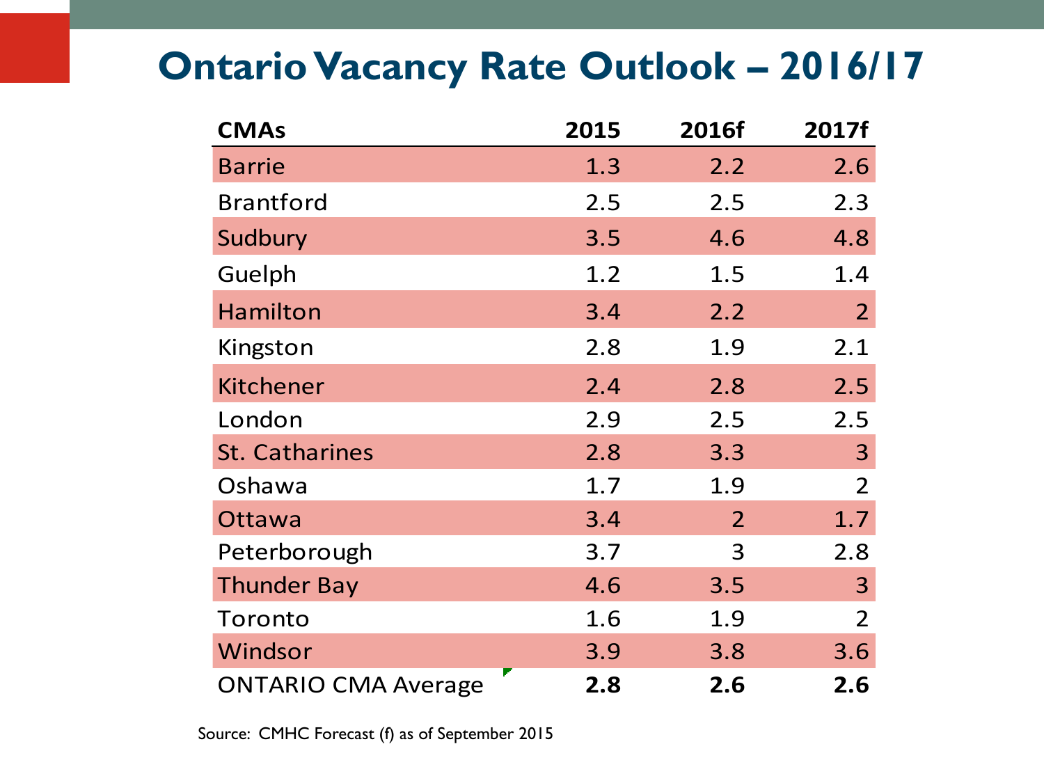# Ontario Vacancy Rate Outlook – 2016/17

| CMAs | 2015 | 2016f | 2017f |
|---|---|---|---|
| Barrie | 1.3 | 2.2 | 2.6 |
| Brantford | 2.5 | 2.5 | 2.3 |
| Sudbury | 3.5 | 4.6 | 4.8 |
| Guelph | 1.2 | 1.5 | 1.4 |
| Hamilton | 3.4 | 2.2 | 2 |
| Kingston | 2.8 | 1.9 | 2.1 |
| Kitchener | 2.4 | 2.8 | 2.5 |
| London | 2.9 | 2.5 | 2.5 |
| St. Catharines | 2.8 | 3.3 | 3 |
| Oshawa | 1.7 | 1.9 | 2 |
| Ottawa | 3.4 | 2 | 1.7 |
| Peterborough | 3.7 | 3 | 2.8 |
| Thunder Bay | 4.6 | 3.5 | 3 |
| Toronto | 1.6 | 1.9 | 2 |
| Windsor | 3.9 | 3.8 | 3.6 |
| ONTARIO CMA Average | **2.8** | **2.6** | **2.6** |

Source: CMHC Forecast (f) as of September 2015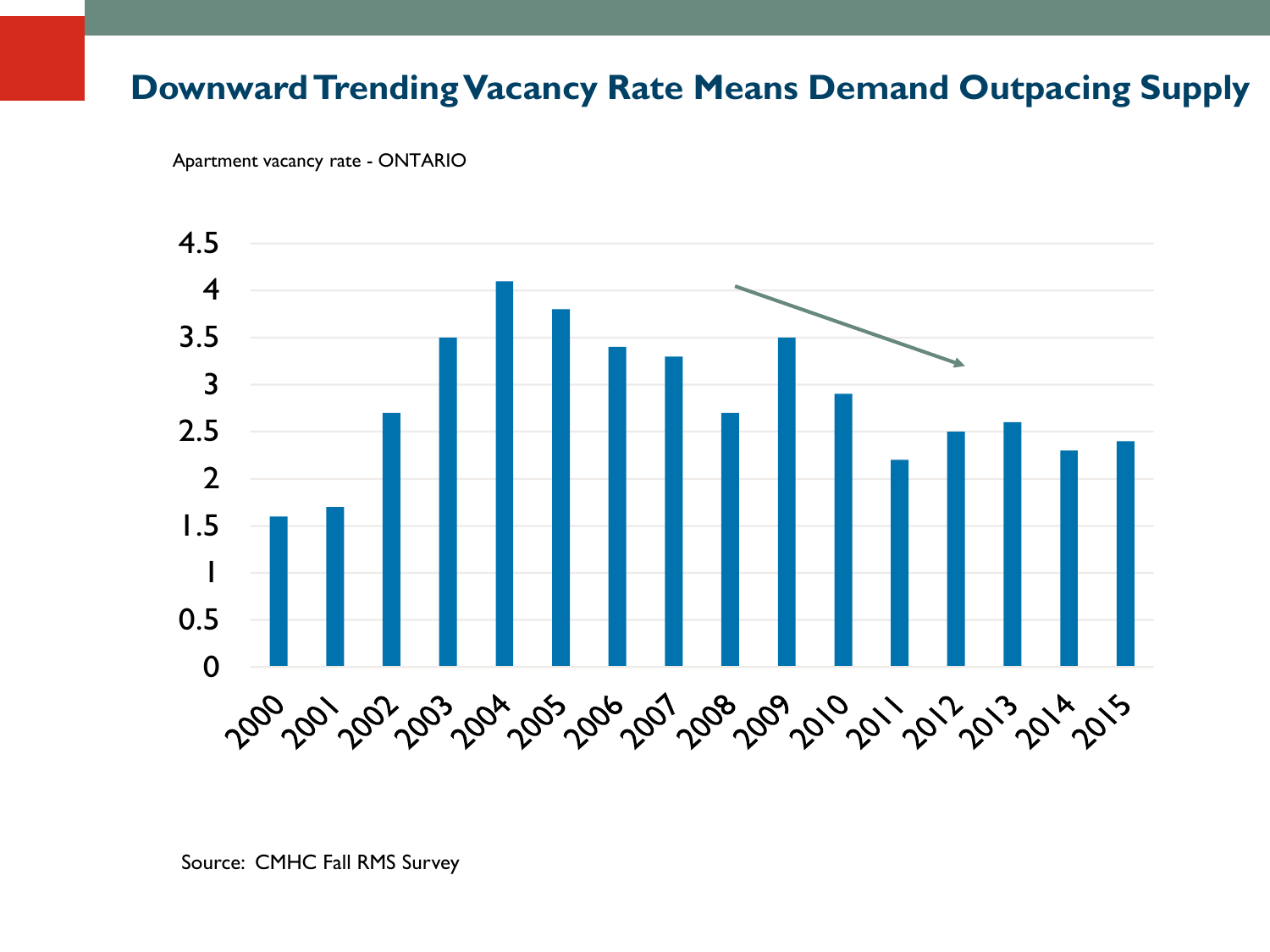# Downward Trending Vacancy Rate Means Demand Outpacing Supply

Apartment vacancy rate - ONTARIO

| Year | Vacancy rate |
|---|---|
| 2000 | 1.6 |
| 2001 | 1.7 |
| 2002 | 2.7 |
| 2003 | 3.5 |
| 2004 | 4.1 |
| 2005 | 3.8 |
| 2006 | 3.4 |
| 2007 | 3.3 |
| 2008 | 2.7 |
| 2009 | 3.5 |
| 2010 | 2.9 |
| 2011 | 2.2 |
| 2012 | 2.5 |
| 2013 | 2.6 |
| 2014 | 2.3 |
| 2015 | 2.4 |

Source: CMHC Fall RMS Survey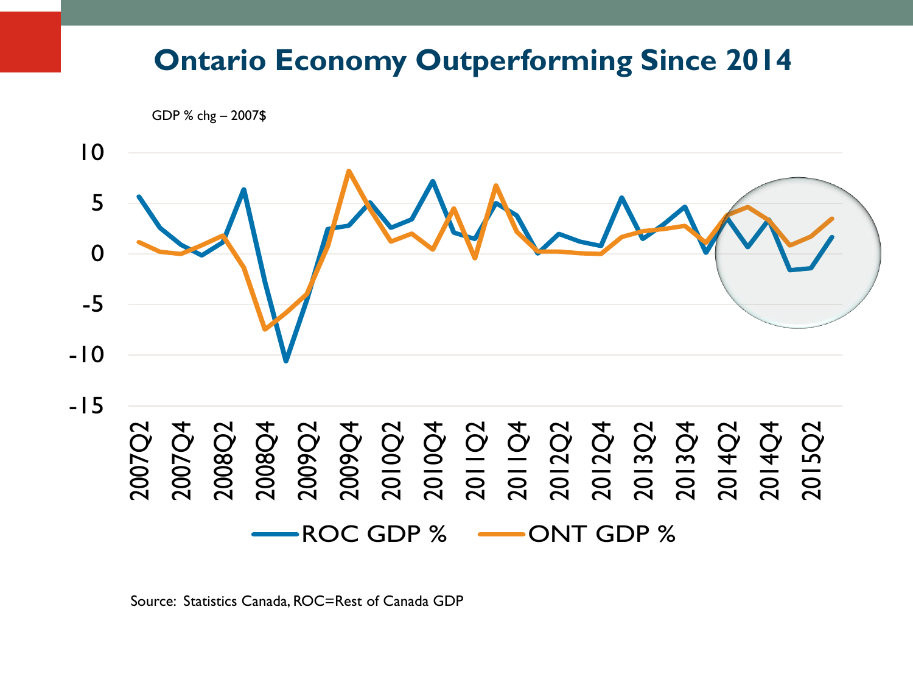# Ontario Economy Outperforming Since 2014

GDP % chg – 2007$

ROC GDP %   ONT GDP %

Source: Statistics Canada, ROC=Rest of Canada GDP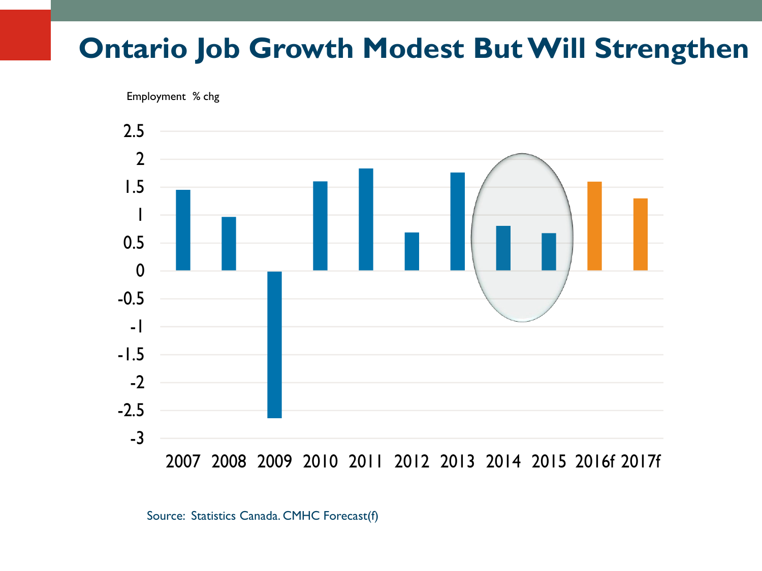# Ontario Job Growth Modest But Will Strengthen

Employment % chg

| Year | Employment % chg |
|---|---|
| 2007 | 1.45 |
| 2008 | 0.97 |
| 2009 | -2.65 |
| 2010 | 1.6 |
| 2011 | 1.83 |
| 2012 | 0.69 |
| 2013 | 1.76 |
| 2014 | 0.8 |
| 2015 | 0.67 |
| 2016f | 1.6 |
| 2017f | 1.3 |

Source: Statistics Canada. CMHC Forecast(f)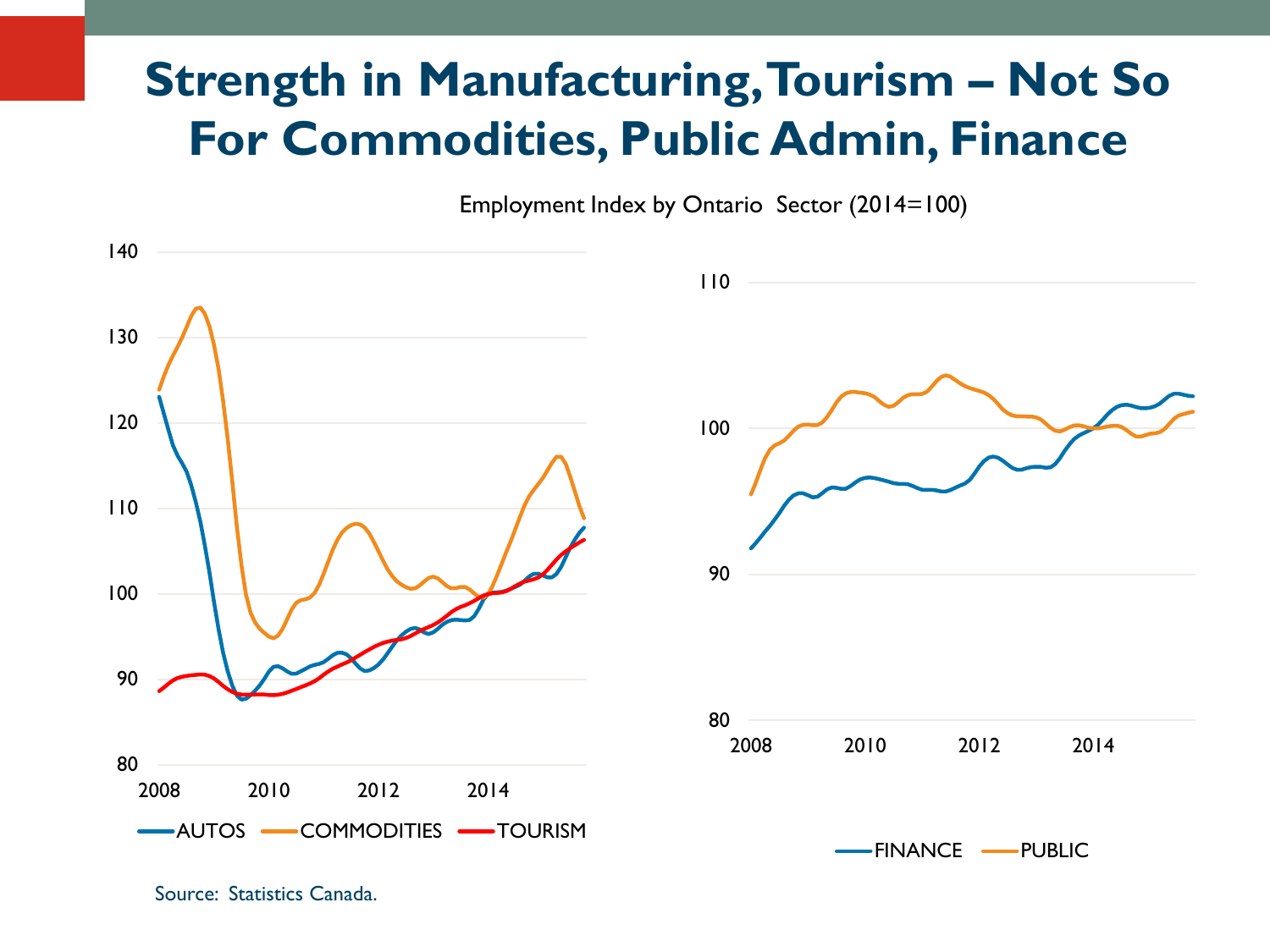# Strength in Manufacturing, Tourism – Not So For Commodities, Public Admin, Finance

Employment Index by Ontario Sector (2014=100)

140
130
120
110
100
90
80
2008 2010 2012 2014

AUTOS COMMODITIES TOURISM

110
100
90
80
2008 2010 2012 2014

FINANCE PUBLIC

Source: Statistics Canada.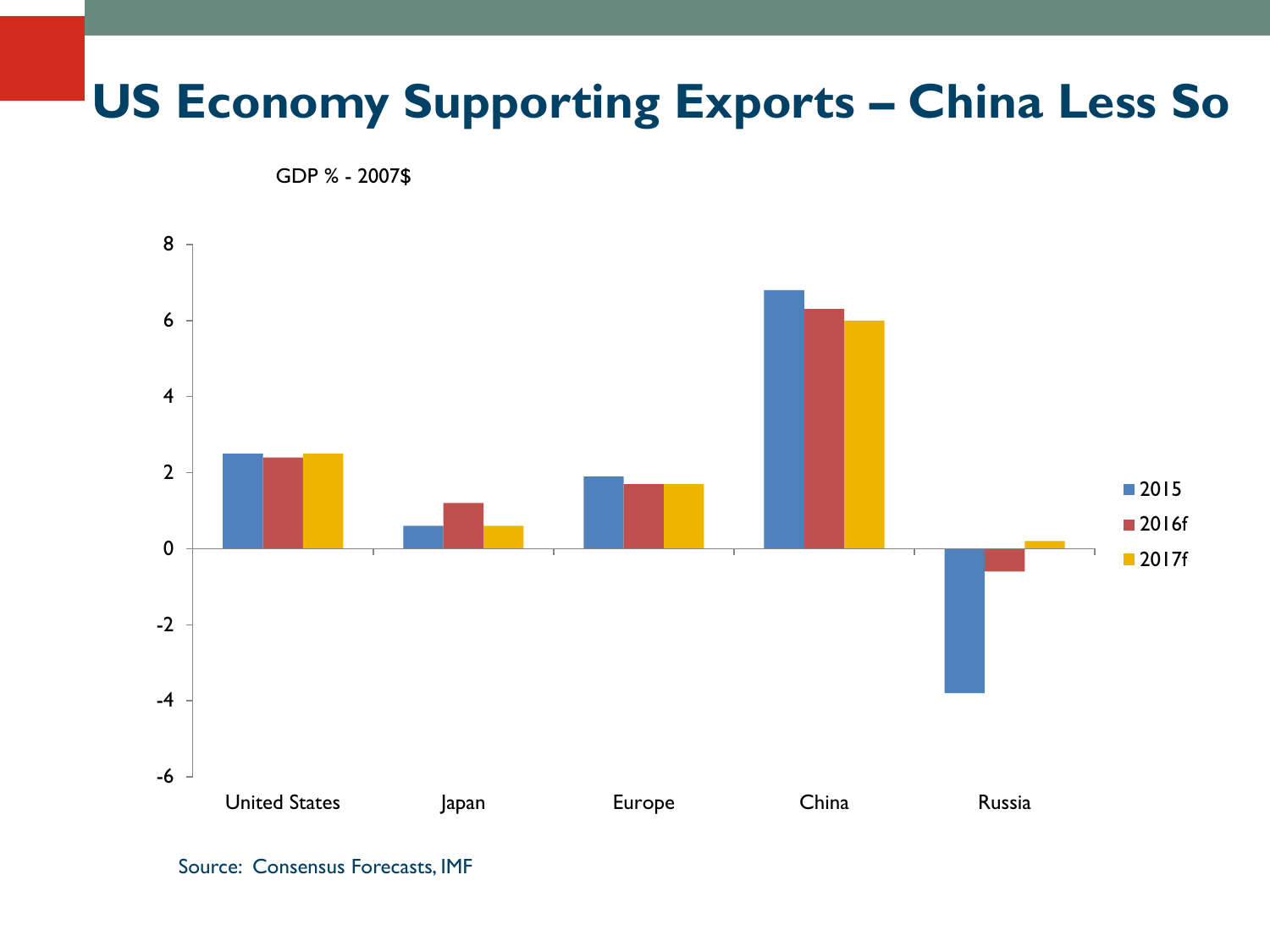# US Economy Supporting Exports – China Less So

GDP % - 2007$

| | 2015 | 2016f | 2017f |
|---|---|---|---|
| United States | 2.5 | 2.4 | 2.5 |
| Japan | 0.6 | 1.2 | 0.6 |
| Europe | 1.9 | 1.7 | 1.7 |
| China | 6.8 | 6.3 | 6.0 |
| Russia | -3.8 | -0.6 | 0.2 |

Source: Consensus Forecasts, IMF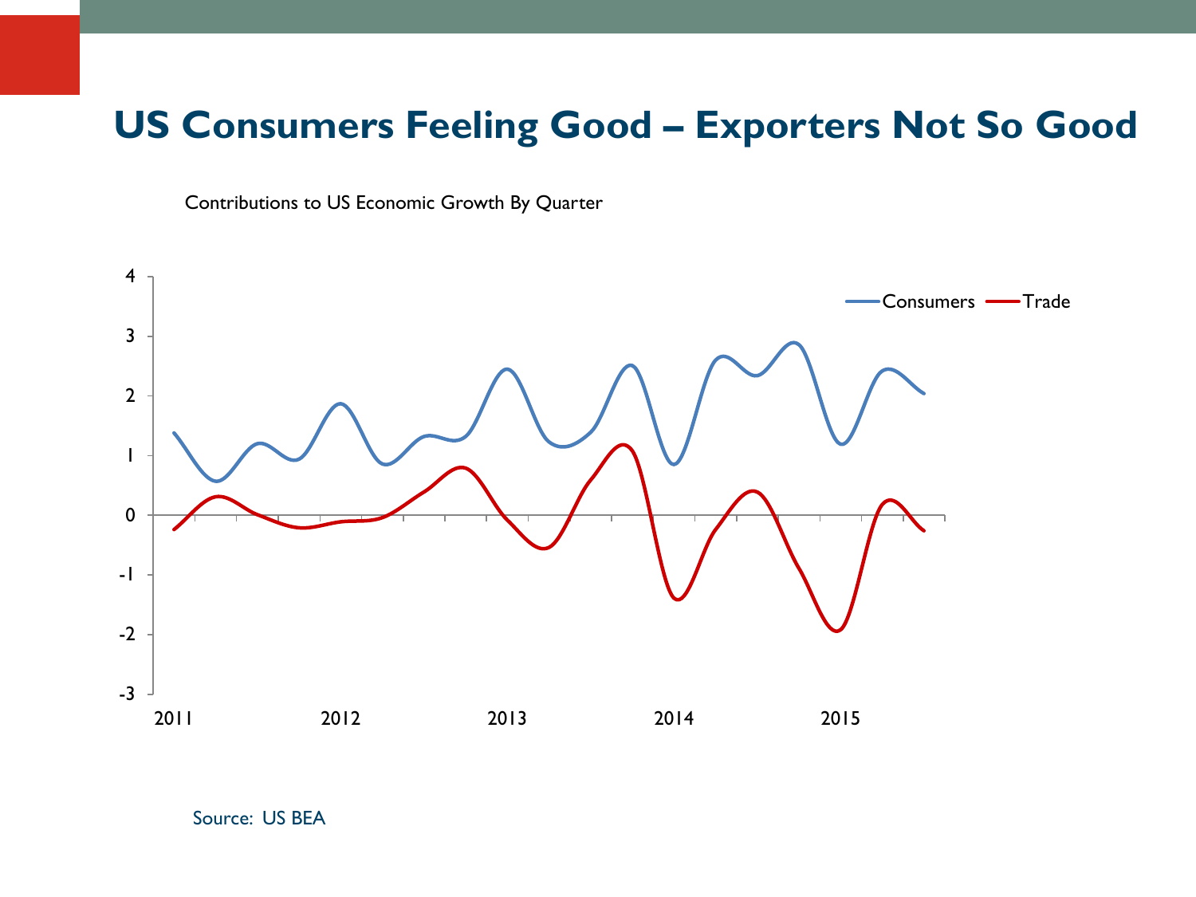# US Consumers Feeling Good – Exporters Not So Good

Contributions to US Economic Growth By Quarter

Consumers | Trade

4
3
2
1
0
-1
-2
-3

2011 2012 2013 2014 2015

Source: US BEA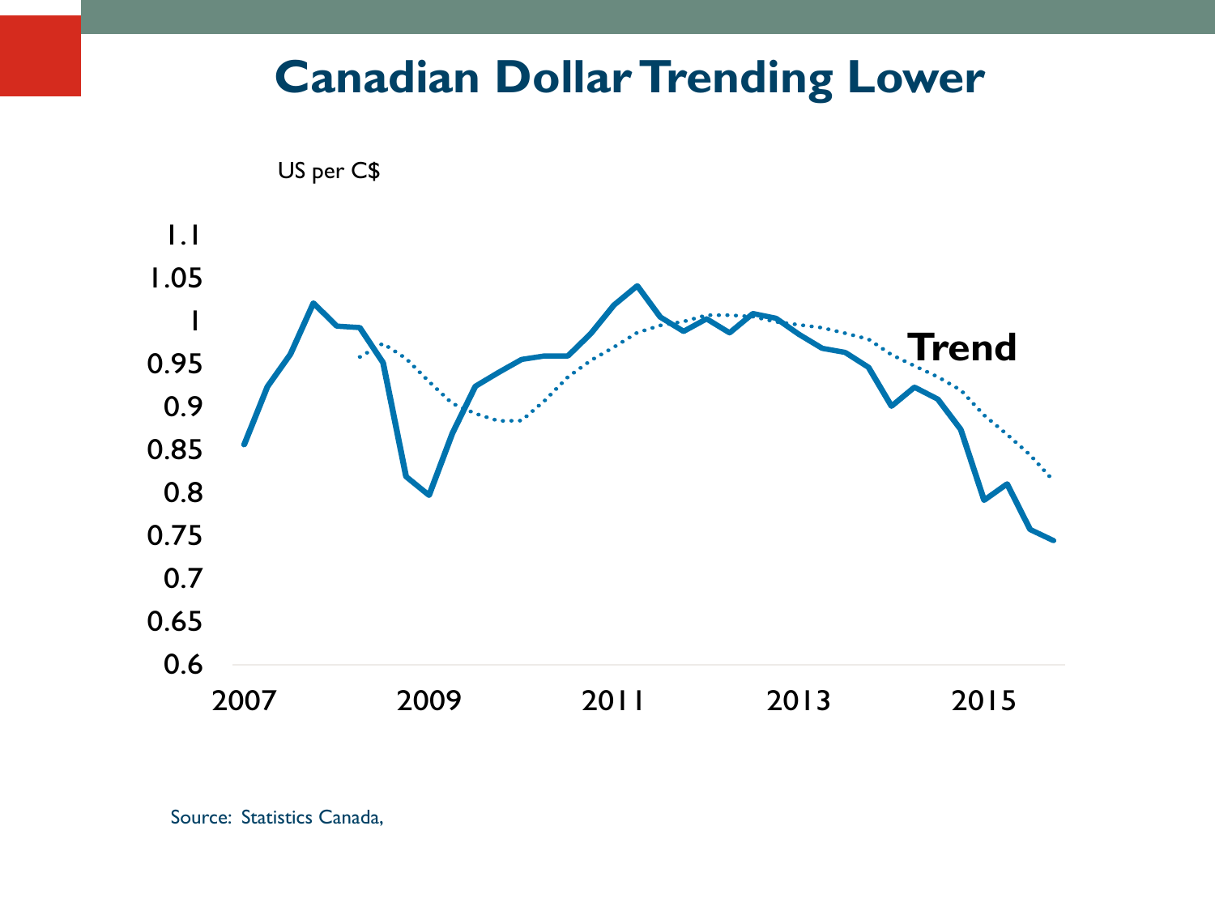# Canadian Dollar Trending Lower

US per C$

1.1
1.05
1
0.95
0.9
0.85
0.8
0.75
0.7
0.65
0.6

2007 2009 2011 2013 2015

Trend

Source: Statistics Canada,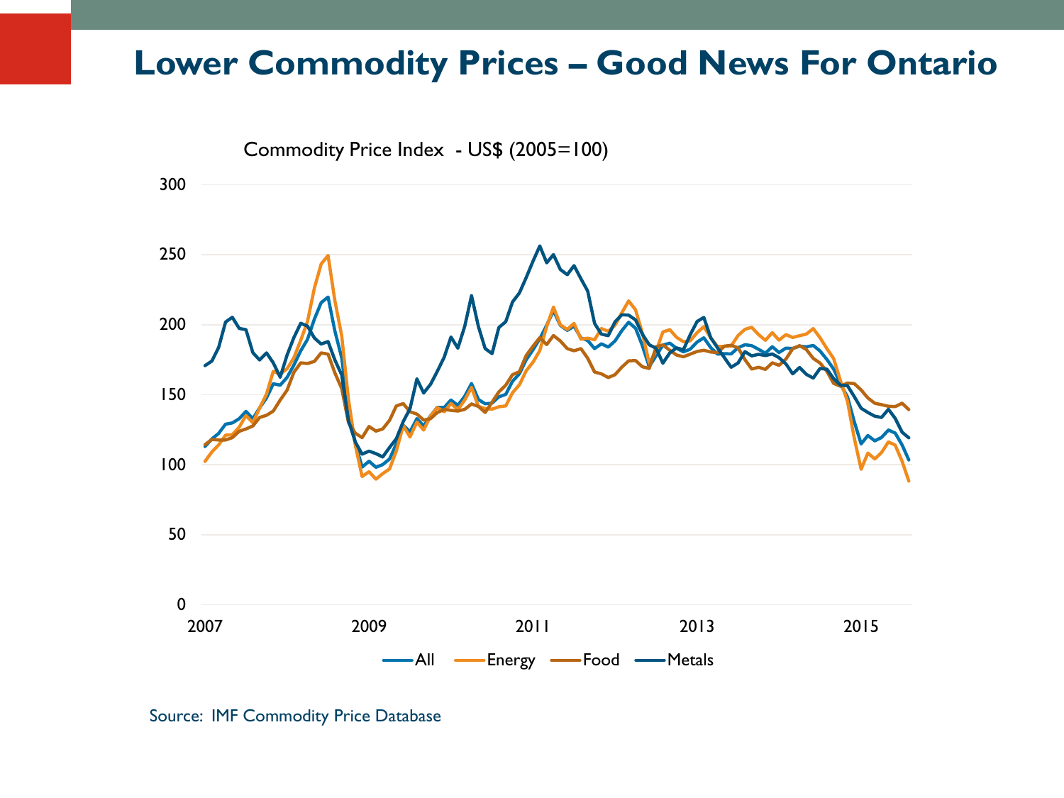# Lower Commodity Prices – Good News For Ontario

Commodity Price Index - US$ (2005=100)

Source: IMF Commodity Price Database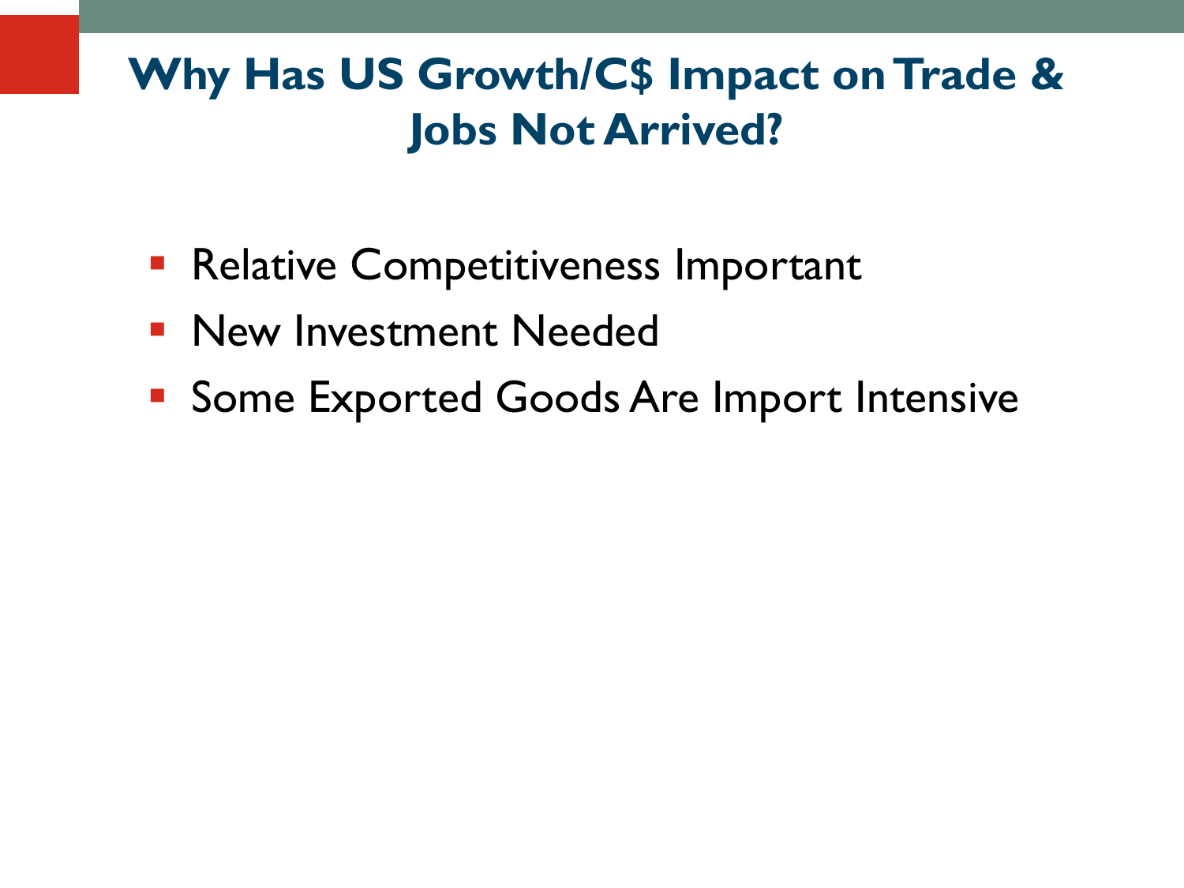# Why Has US Growth/C$ Impact on Trade & Jobs Not Arrived?

- Relative Competitiveness Important
- New Investment Needed
- Some Exported Goods Are Import Intensive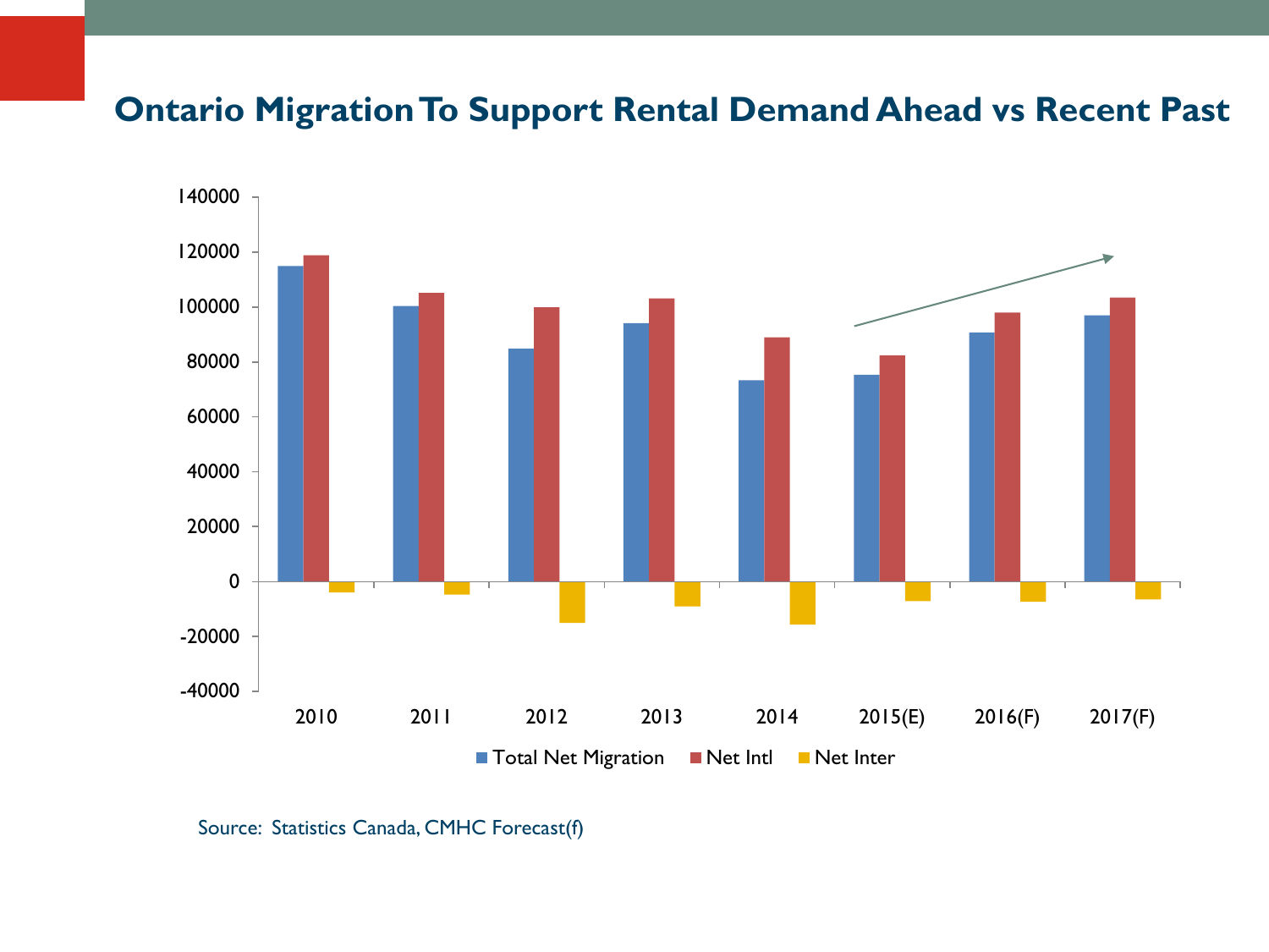## Ontario Migration To Support Rental Demand Ahead vs Recent Past

Total Net Migration | Net Intl | Net Inter

Source: Statistics Canada, CMHC Forecast(f)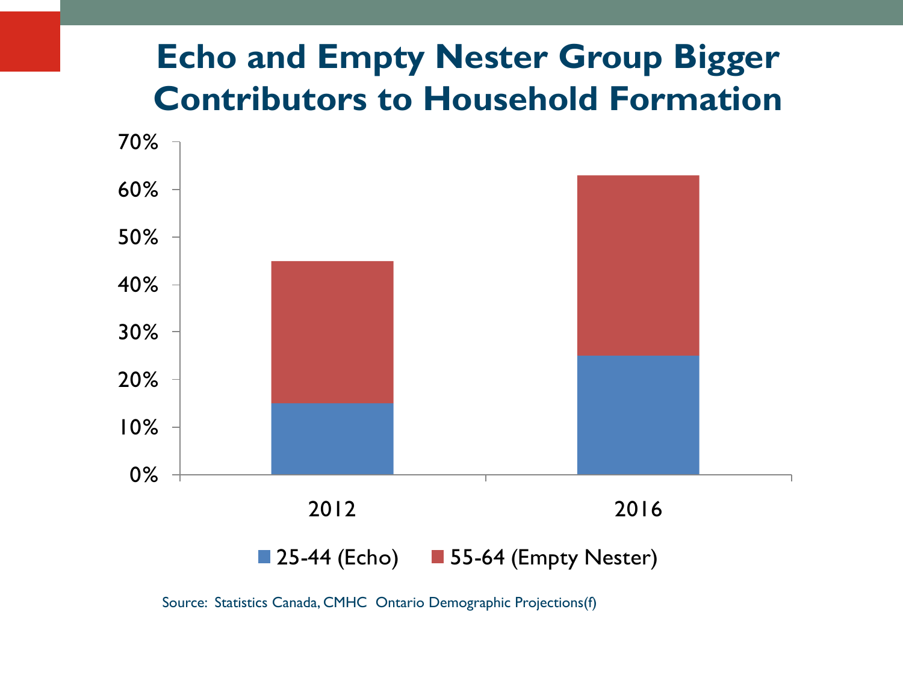# Echo and Empty Nester Group Bigger Contributors to Household Formation

70%
60%
50%
40%
30%
20%
10%
0%

2012 2016

25-44 (Echo) 55-64 (Empty Nester)

Source: Statistics Canada, CMHC Ontario Demographic Projections(f)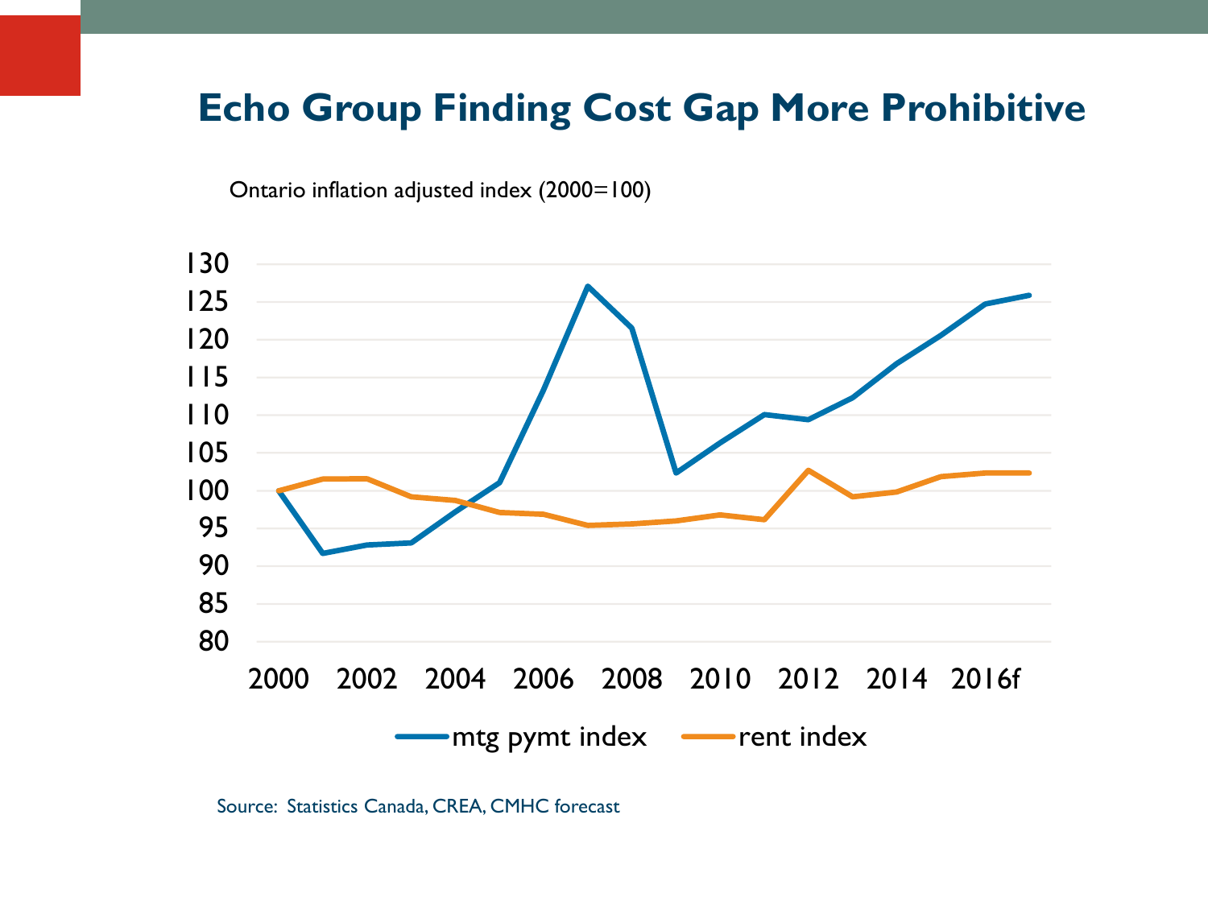# Echo Group Finding Cost Gap More Prohibitive

Ontario inflation adjusted index (2000=100)

130
125
120
115
110
105
100
95
90
85
80

2000 2002 2004 2006 2008 2010 2012 2014 2016f

mtg pymt index    rent index

Source: Statistics Canada, CREA, CMHC forecast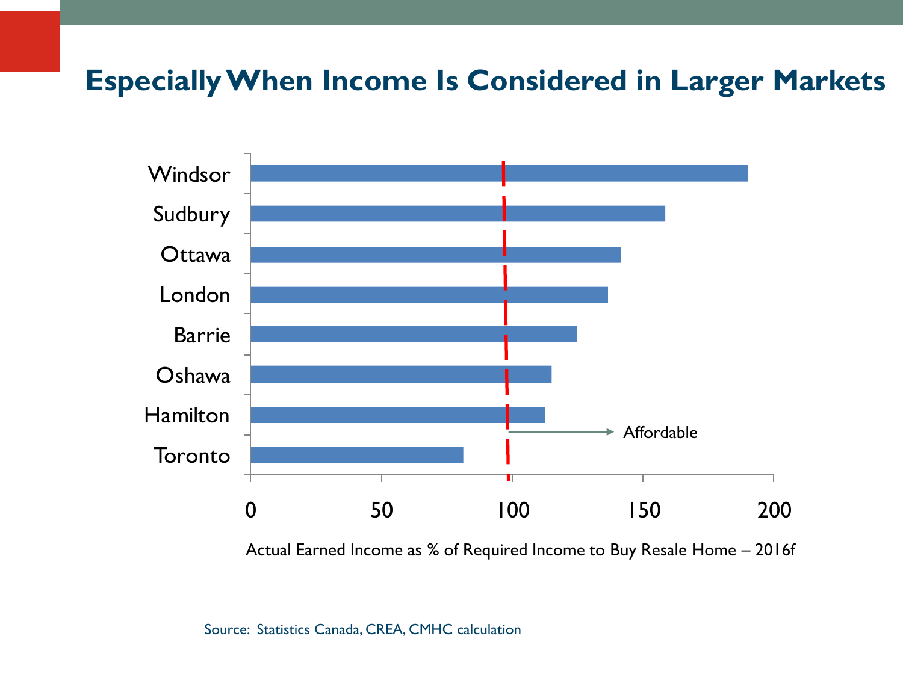# Especially When Income Is Considered in Larger Markets

| City | Actual Earned Income as % of Required Income to Buy Resale Home – 2016f |
|---|---|
| Windsor | ~190 |
| Sudbury | ~158 |
| Ottawa | ~141 |
| London | ~137 |
| Barrie | ~125 |
| Oshawa | ~115 |
| Hamilton | ~112 |
| Toronto | ~81 |

Affordable (→ above 100)

Actual Earned Income as % of Required Income to Buy Resale Home – 2016f

Source: Statistics Canada, CREA, CMHC calculation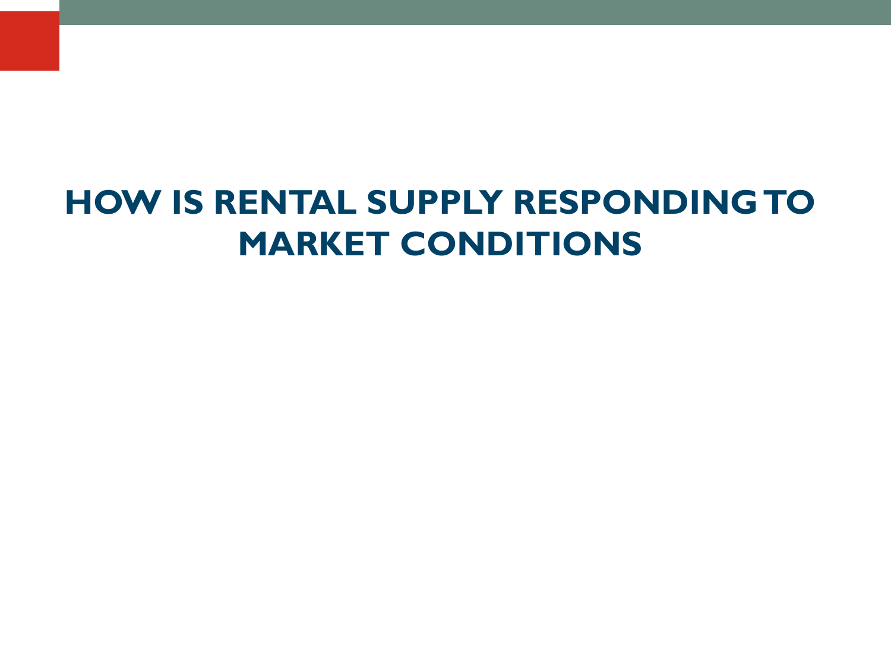# HOW IS RENTAL SUPPLY RESPONDING TO MARKET CONDITIONS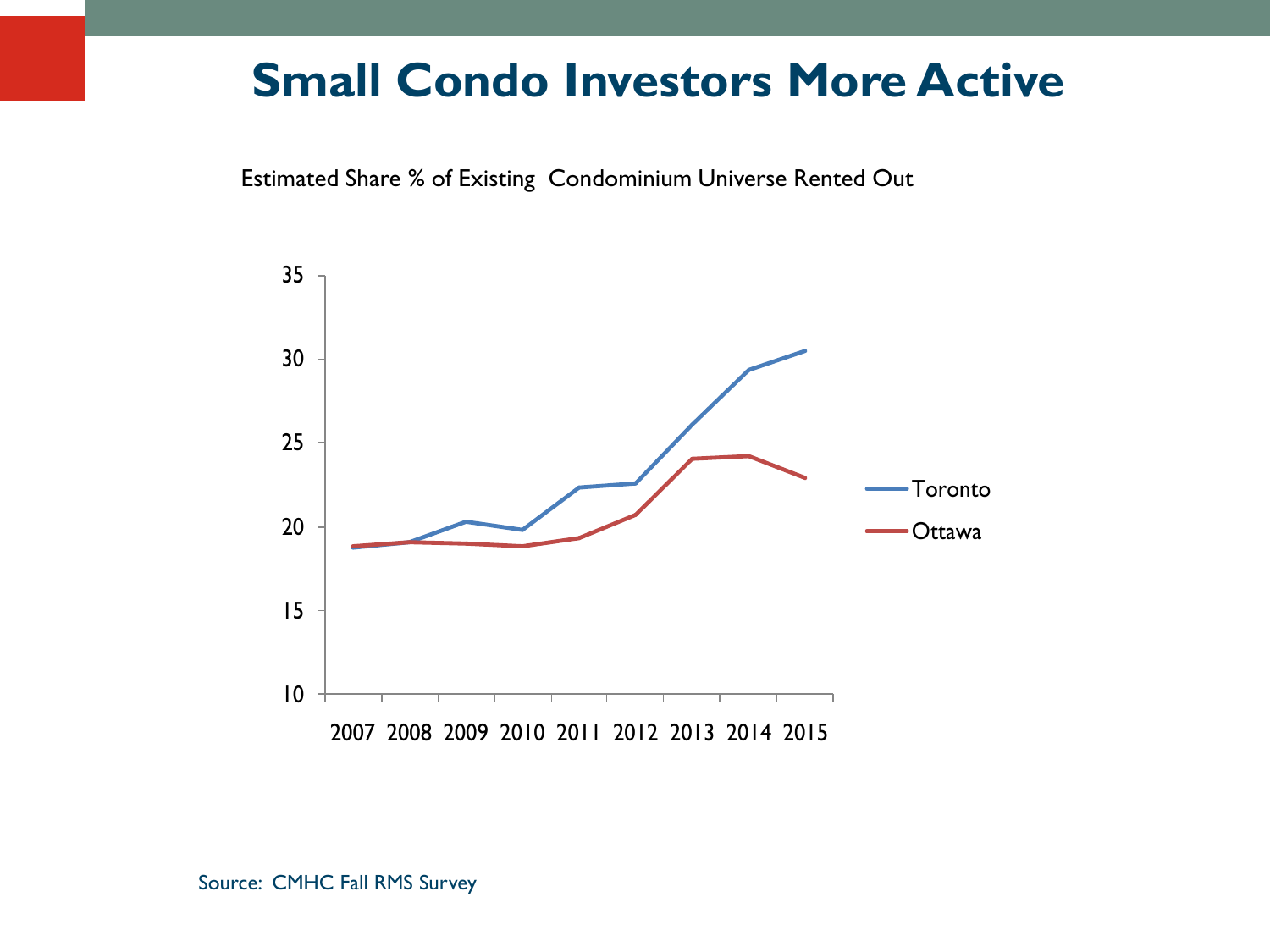# Small Condo Investors More Active

Estimated Share % of Existing Condominium Universe Rented Out

Source: CMHC Fall RMS Survey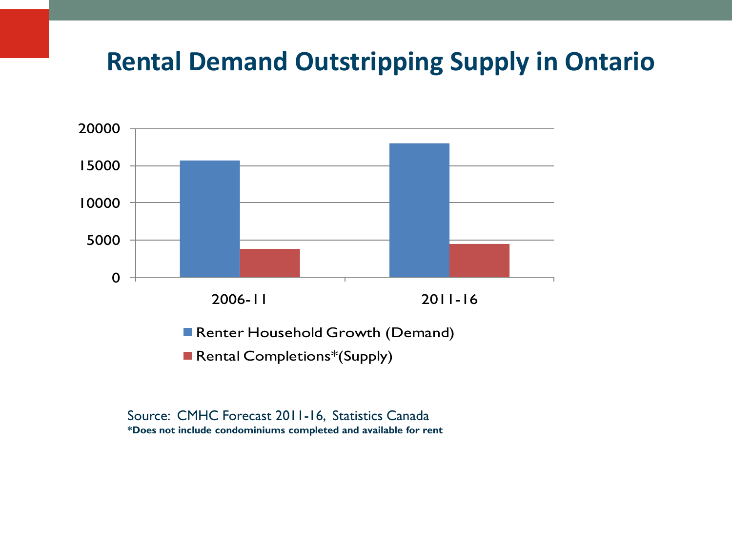# Rental Demand Outstripping Supply in Ontario

Source: CMHC Forecast 2011-16, Statistics Canada

**\*Does not include condominiums completed and available for rent**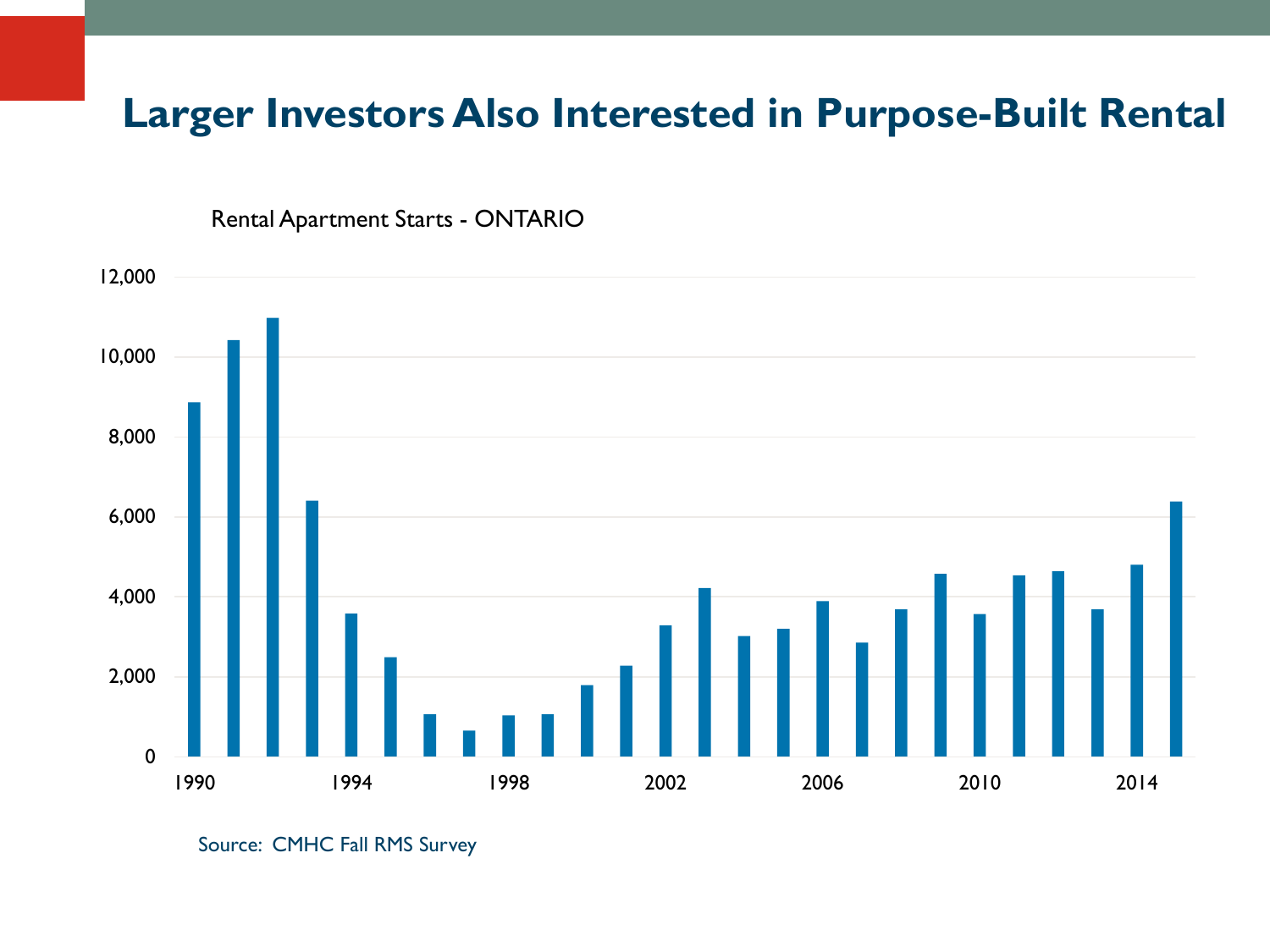# Larger Investors Also Interested in Purpose-Built Rental

Rental Apartment Starts - ONTARIO

12,000
10,000
8,000
6,000
4,000
2,000
0

1990 1994 1998 2002 2006 2010 2014

Source: CMHC Fall RMS Survey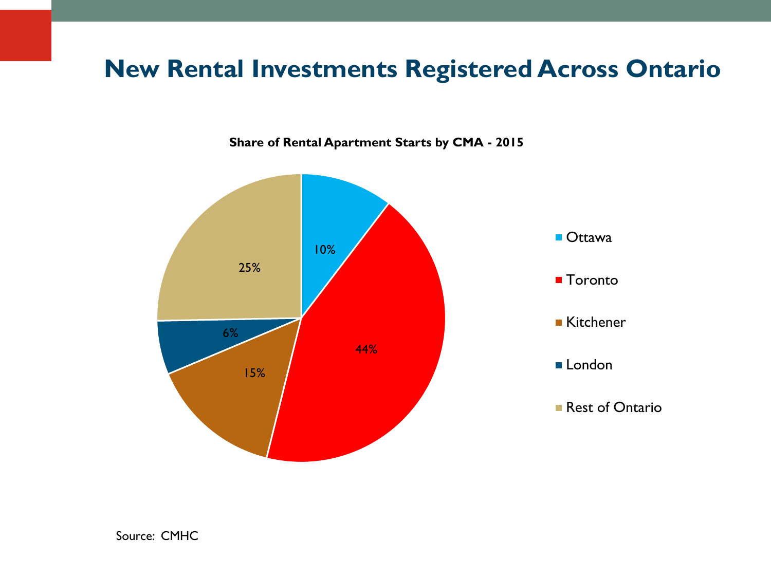# New Rental Investments Registered Across Ontario

**Share of Rental Apartment Starts by CMA - 2015**

| CMA | Share |
|---|---|
| Ottawa | 10% |
| Toronto | 44% |
| Kitchener | 15% |
| London | 6% |
| Rest of Ontario | 25% |

Source: CMHC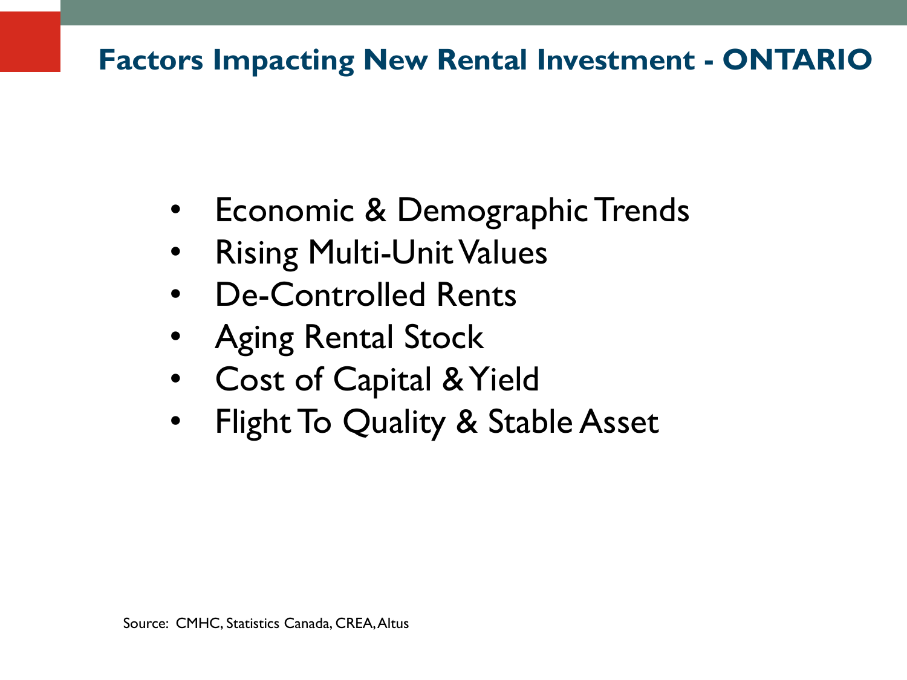# Factors Impacting New Rental Investment - ONTARIO

- Economic & Demographic Trends
- Rising Multi-Unit Values
- De-Controlled Rents
- Aging Rental Stock
- Cost of Capital & Yield
- Flight To Quality & Stable Asset

Source: CMHC, Statistics Canada, CREA, Altus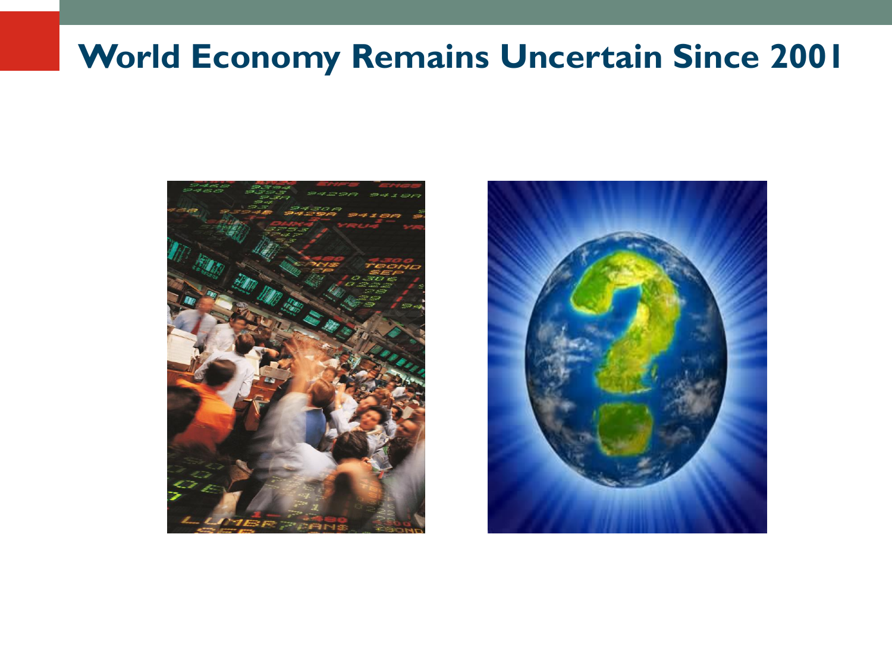# World Economy Remains Uncertain Since 2001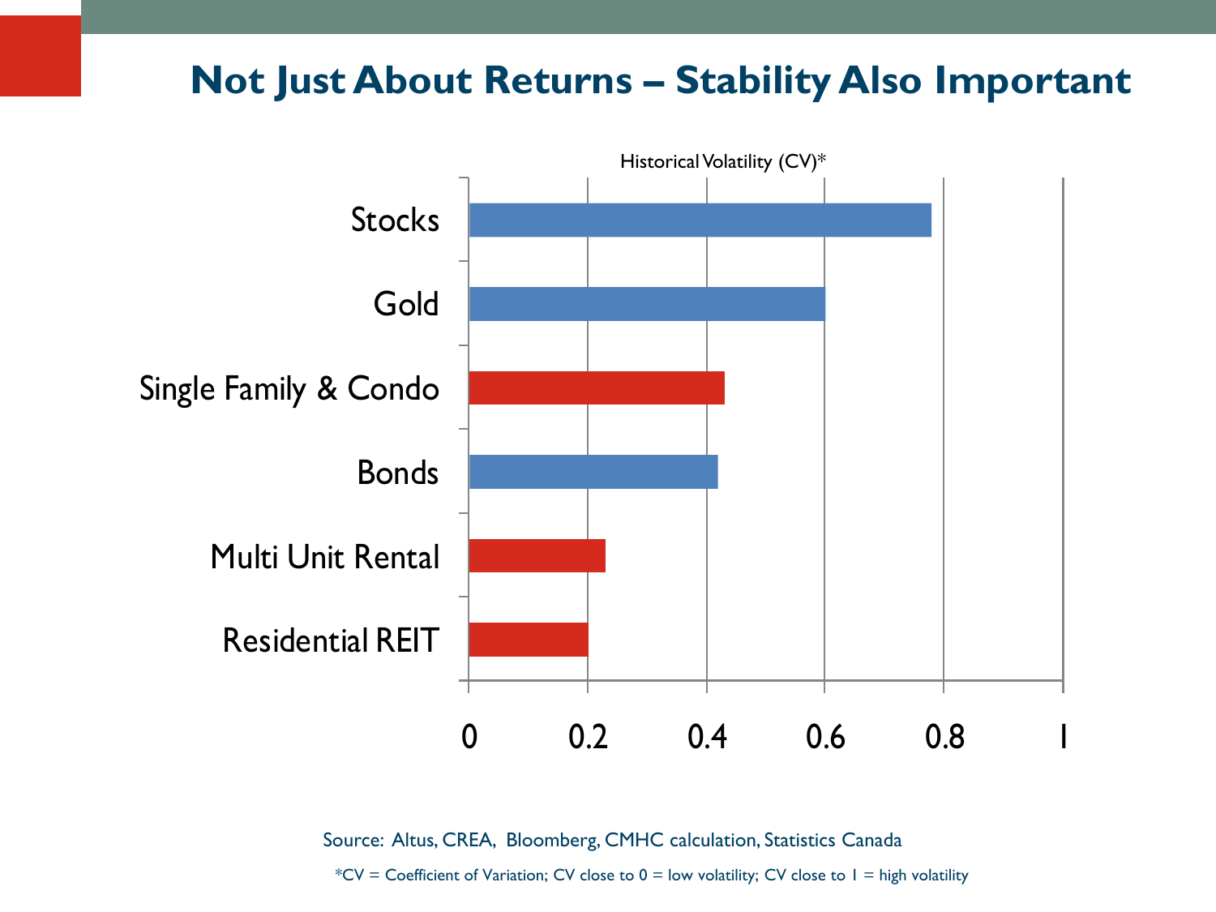# Not Just About Returns – Stability Also Important

Historical Volatility (CV)*

| Asset | Historical Volatility (CV) |
|---|---|
| Stocks | ~0.78 |
| Gold | ~0.6 |
| Single Family & Condo | ~0.43 |
| Bonds | ~0.42 |
| Multi Unit Rental | ~0.23 |
| Residential REIT | ~0.2 |

Source: Altus, CREA, Bloomberg, CMHC calculation, Statistics Canada

*CV = Coefficient of Variation; CV close to 0 = low volatility; CV close to 1 = high volatility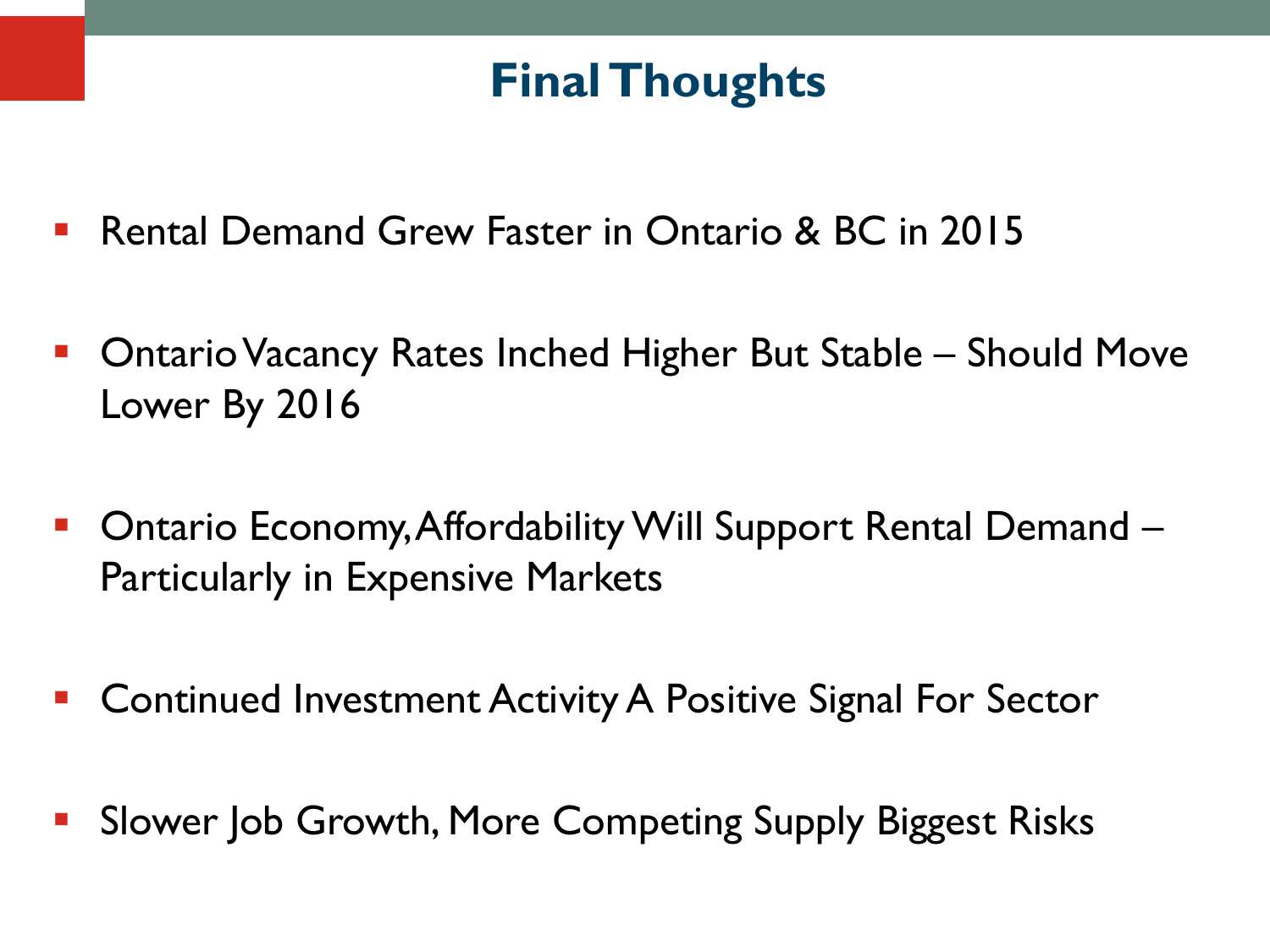# Final Thoughts

- Rental Demand Grew Faster in Ontario & BC in 2015
- Ontario Vacancy Rates Inched Higher But Stable – Should Move Lower By 2016
- Ontario Economy, Affordability Will Support Rental Demand – Particularly in Expensive Markets
- Continued Investment Activity A Positive Signal For Sector
- Slower Job Growth, More Competing Supply Biggest Risks